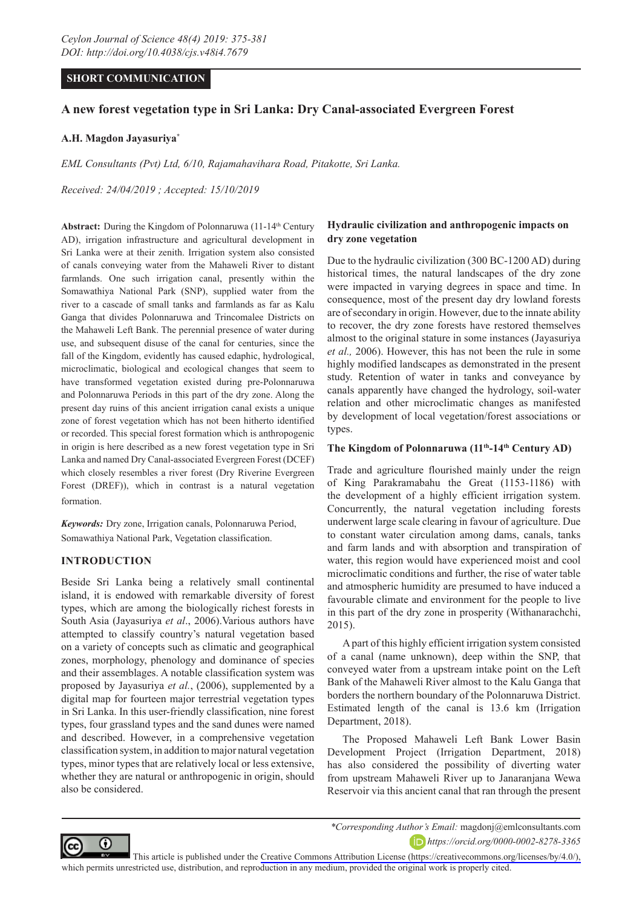**SHORT COMMUNICATION**

# A new forest vegetation type in Sri Lanka: Dry Canal-associated Evergreen Forest

**A.H. Magdon Jayasuriya***

*EML Consultants (Pvt) Ltd, 6/10, Rajamahavihara Road, Pitakotte, Sri Lanka.*

*Received: 24/04/2019 ; Accepted: 15/10/2019*

**Abstract:** During the Kingdom of Polonnaruwa (11-14th Century AD), irrigation infrastructure and agricultural development in Sri Lanka were at their zenith. Irrigation system also consisted of canals conveying water from the Mahaweli River to distant farmlands. One such irrigation canal, presently within the Somawathiya National Park (SNP), supplied water from the river to a cascade of small tanks and farmlands as far as Kalu Ganga that divides Polonnaruwa and Trincomalee Districts on the Mahaweli Left Bank. The perennial presence of water during use, and subsequent disuse of the canal for centuries, since the fall of the Kingdom, evidently has caused edaphic, hydrological, microclimatic, biological and ecological changes that seem to have transformed vegetation existed during pre-Polonnaruwa and Polonnaruwa Periods in this part of the dry zone. Along the present day ruins of this ancient irrigation canal exists a unique zone of forest vegetation which has not been hitherto identified or recorded. This special forest formation which is anthropogenic in origin is here described as a new forest vegetation type in Sri Lanka and named Dry Canal-associated Evergreen Forest (DCEF) which closely resembles a river forest (Dry Riverine Evergreen Forest (DREF)), which in contrast is a natural vegetation formation.

***Keywords:*** Dry zone, Irrigation canals, Polonnaruwa Period, Somawathiya National Park, Vegetation classification.

## INTRODUCTION

Beside Sri Lanka being a relatively small continental island, it is endowed with remarkable diversity of forest types, which are among the biologically richest forests in South Asia (Jayasuriya *et al*., 2006).Various authors have attempted to classify country's natural vegetation based on a variety of concepts such as climatic and geographical zones, morphology, phenology and dominance of species and their assemblages. A notable classification system was proposed by Jayasuriya *et al.*, (2006), supplemented by a digital map for fourteen major terrestrial vegetation types in Sri Lanka. In this user-friendly classification, nine forest types, four grassland types and the sand dunes were named and described. However, in a comprehensive vegetation classification system, in addition to major natural vegetation types, minor types that are relatively local or less extensive, whether they are natural or anthropogenic in origin, should also be considered.

### Hydraulic civilization and anthropogenic impacts on dry zone vegetation

Due to the hydraulic civilization (300 BC-1200 AD) during historical times, the natural landscapes of the dry zone were impacted in varying degrees in space and time. In consequence, most of the present day dry lowland forests are of secondary in origin. However, due to the innate ability to recover, the dry zone forests have restored themselves almost to the original stature in some instances (Jayasuriya *et al.,* 2006). However, this has not been the rule in some highly modified landscapes as demonstrated in the present study. Retention of water in tanks and conveyance by canals apparently have changed the hydrology, soil-water relation and other microclimatic changes as manifested by development of local vegetation/forest associations or types.

### The Kingdom of Polonnaruwa (11th-14th Century AD)

Trade and agriculture flourished mainly under the reign of King Parakramabahu the Great (1153-1186) with the development of a highly efficient irrigation system. Concurrently, the natural vegetation including forests underwent large scale clearing in favour of agriculture. Due to constant water circulation among dams, canals, tanks and farm lands and with absorption and transpiration of water, this region would have experienced moist and cool microclimatic conditions and further, the rise of water table and atmospheric humidity are presumed to have induced a favourable climate and environment for the people to live in this part of the dry zone in prosperity (Withanarachchi, 2015).

A part of this highly efficient irrigation system consisted of a canal (name unknown), deep within the SNP, that conveyed water from a upstream intake point on the Left Bank of the Mahaweli River almost to the Kalu Ganga that borders the northern boundary of the Polonnaruwa District. Estimated length of the canal is 13.6 km (Irrigation Department, 2018).

The Proposed Mahaweli Left Bank Lower Basin Development Project (Irrigation Department, 2018) has also considered the possibility of diverting water from upstream Mahaweli River up to Janaranjana Wewa Reservoir via this ancient canal that ran through the present

---

*\*Corresponding Author's Email:* magdonj@emlconsultants.com

*https://orcid.org/0000-0002-8278-3365*

This article is published under the Creative Commons Attribution License (https://creativecommons.org/licenses/by/4.0/), which permits unrestricted use, distribution, and reproduction in any medium, provided the original work is properly cited.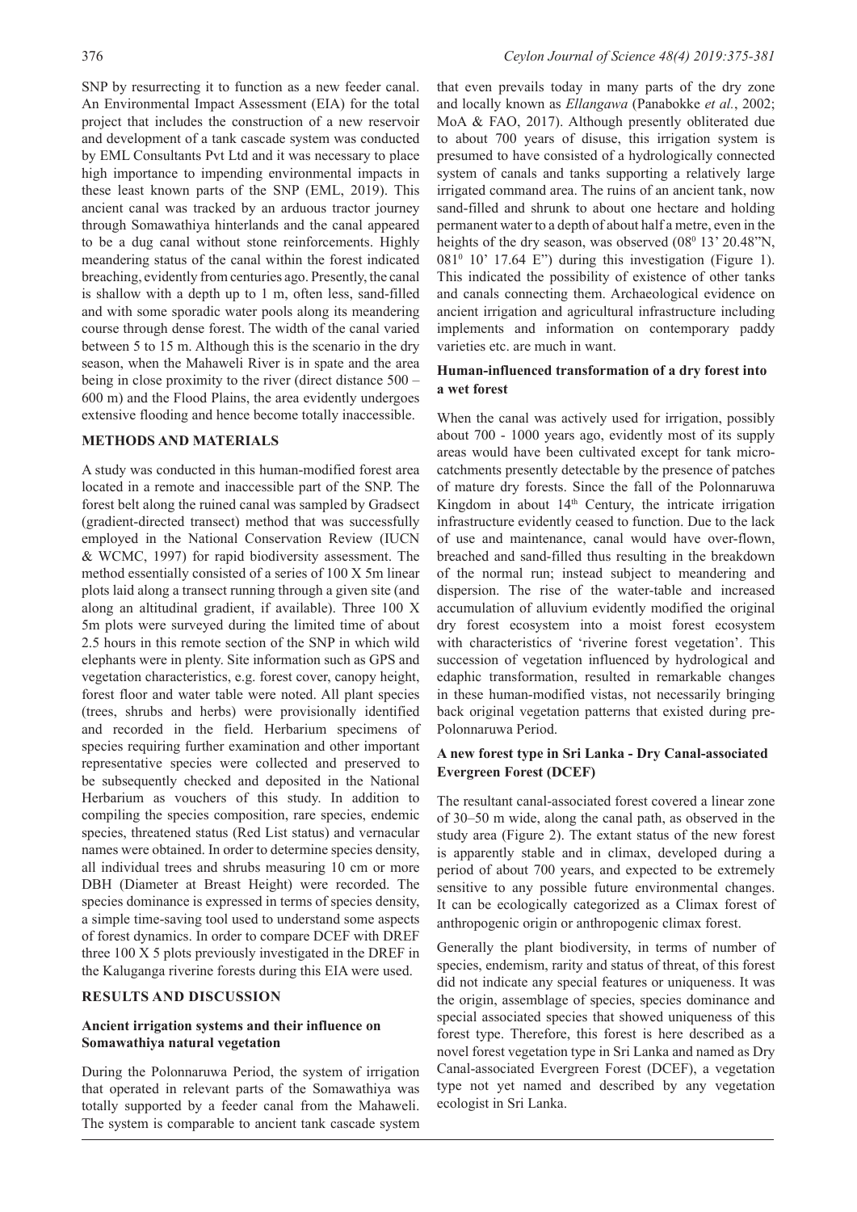SNP by resurrecting it to function as a new feeder canal. An Environmental Impact Assessment (EIA) for the total project that includes the construction of a new reservoir and development of a tank cascade system was conducted by EML Consultants Pvt Ltd and it was necessary to place high importance to impending environmental impacts in these least known parts of the SNP (EML, 2019). This ancient canal was tracked by an arduous tractor journey through Somawathiya hinterlands and the canal appeared to be a dug canal without stone reinforcements. Highly meandering status of the canal within the forest indicated breaching, evidently from centuries ago. Presently, the canal is shallow with a depth up to 1 m, often less, sand-filled and with some sporadic water pools along its meandering course through dense forest. The width of the canal varied between 5 to 15 m. Although this is the scenario in the dry season, when the Mahaweli River is in spate and the area being in close proximity to the river (direct distance 500 – 600 m) and the Flood Plains, the area evidently undergoes extensive flooding and hence become totally inaccessible.

## METHODS AND MATERIALS

A study was conducted in this human-modified forest area located in a remote and inaccessible part of the SNP. The forest belt along the ruined canal was sampled by Gradsect (gradient-directed transect) method that was successfully employed in the National Conservation Review (IUCN & WCMC, 1997) for rapid biodiversity assessment. The method essentially consisted of a series of 100 X 5m linear plots laid along a transect running through a given site (and along an altitudinal gradient, if available). Three 100 X 5m plots were surveyed during the limited time of about 2.5 hours in this remote section of the SNP in which wild elephants were in plenty. Site information such as GPS and vegetation characteristics, e.g. forest cover, canopy height, forest floor and water table were noted. All plant species (trees, shrubs and herbs) were provisionally identified and recorded in the field. Herbarium specimens of species requiring further examination and other important representative species were collected and preserved to be subsequently checked and deposited in the National Herbarium as vouchers of this study. In addition to compiling the species composition, rare species, endemic species, threatened status (Red List status) and vernacular names were obtained. In order to determine species density, all individual trees and shrubs measuring 10 cm or more DBH (Diameter at Breast Height) were recorded. The species dominance is expressed in terms of species density, a simple time-saving tool used to understand some aspects of forest dynamics. In order to compare DCEF with DREF three 100 X 5 plots previously investigated in the DREF in the Kaluganga riverine forests during this EIA were used.

## RESULTS AND DISCUSSION

### Ancient irrigation systems and their influence on Somawathiya natural vegetation

During the Polonnaruwa Period, the system of irrigation that operated in relevant parts of the Somawathiya was totally supported by a feeder canal from the Mahaweli. The system is comparable to ancient tank cascade system that even prevails today in many parts of the dry zone and locally known as *Ellangawa* (Panabokke *et al.*, 2002; MoA & FAO, 2017). Although presently obliterated due to about 700 years of disuse, this irrigation system is presumed to have consisted of a hydrologically connected system of canals and tanks supporting a relatively large irrigated command area. The ruins of an ancient tank, now sand-filled and shrunk to about one hectare and holding permanent water to a depth of about half a metre, even in the heights of the dry season, was observed (08$^0$ 13' 20.48"N, 081$^0$ 10' 17.64 E") during this investigation (Figure 1). This indicated the possibility of existence of other tanks and canals connecting them. Archaeological evidence on ancient irrigation and agricultural infrastructure including implements and information on contemporary paddy varieties etc. are much in want.

### Human-influenced transformation of a dry forest into a wet forest

When the canal was actively used for irrigation, possibly about 700 - 1000 years ago, evidently most of its supply areas would have been cultivated except for tank micro-catchments presently detectable by the presence of patches of mature dry forests. Since the fall of the Polonnaruwa Kingdom in about 14$^{th}$ Century, the intricate irrigation infrastructure evidently ceased to function. Due to the lack of use and maintenance, canal would have over-flown, breached and sand-filled thus resulting in the breakdown of the normal run; instead subject to meandering and dispersion. The rise of the water-table and increased accumulation of alluvium evidently modified the original dry forest ecosystem into a moist forest ecosystem with characteristics of 'riverine forest vegetation'. This succession of vegetation influenced by hydrological and edaphic transformation, resulted in remarkable changes in these human-modified vistas, not necessarily bringing back original vegetation patterns that existed during pre-Polonnaruwa Period.

### A new forest type in Sri Lanka - Dry Canal-associated Evergreen Forest (DCEF)

The resultant canal-associated forest covered a linear zone of 30–50 m wide, along the canal path, as observed in the study area (Figure 2). The extant status of the new forest is apparently stable and in climax, developed during a period of about 700 years, and expected to be extremely sensitive to any possible future environmental changes. It can be ecologically categorized as a Climax forest of anthropogenic origin or anthropogenic climax forest.

Generally the plant biodiversity, in terms of number of species, endemism, rarity and status of threat, of this forest did not indicate any special features or uniqueness. It was the origin, assemblage of species, species dominance and special associated species that showed uniqueness of this forest type. Therefore, this forest is here described as a novel forest vegetation type in Sri Lanka and named as Dry Canal-associated Evergreen Forest (DCEF), a vegetation type not yet named and described by any vegetation ecologist in Sri Lanka.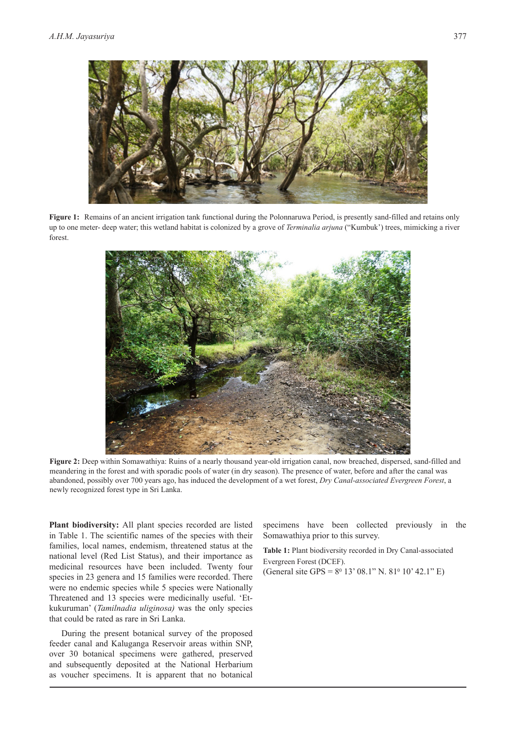**Figure 1:** Remains of an ancient irrigation tank functional during the Polonnaruwa Period, is presently sand-filled and retains only up to one meter- deep water; this wetland habitat is colonized by a grove of *Terminalia arjuna* ("Kumbuk') trees, mimicking a river forest.

**Figure 2:** Deep within Somawathiya: Ruins of a nearly thousand year-old irrigation canal, now breached, dispersed, sand-filled and meandering in the forest and with sporadic pools of water (in dry season). The presence of water, before and after the canal was abandoned, possibly over 700 years ago, has induced the development of a wet forest, *Dry Canal-associated Evergreen Forest*, a newly recognized forest type in Sri Lanka.

**Plant biodiversity:** All plant species recorded are listed in Table 1. The scientific names of the species with their families, local names, endemism, threatened status at the national level (Red List Status), and their importance as medicinal resources have been included. Twenty four species in 23 genera and 15 families were recorded. There were no endemic species while 5 species were Nationally Threatened and 13 species were medicinally useful. 'Et-kukuruman' (*Tamilnadia uliginosa)* was the only species that could be rated as rare in Sri Lanka.

During the present botanical survey of the proposed feeder canal and Kaluganga Reservoir areas within SNP, over 30 botanical specimens were gathered, preserved and subsequently deposited at the National Herbarium as voucher specimens. It is apparent that no botanical specimens have been collected previously in the Somawathiya prior to this survey.

**Table 1:** Plant biodiversity recorded in Dry Canal-associated Evergreen Forest (DCEF).
(General site GPS = 8° 13' 08.1" N. 81° 10' 42.1" E)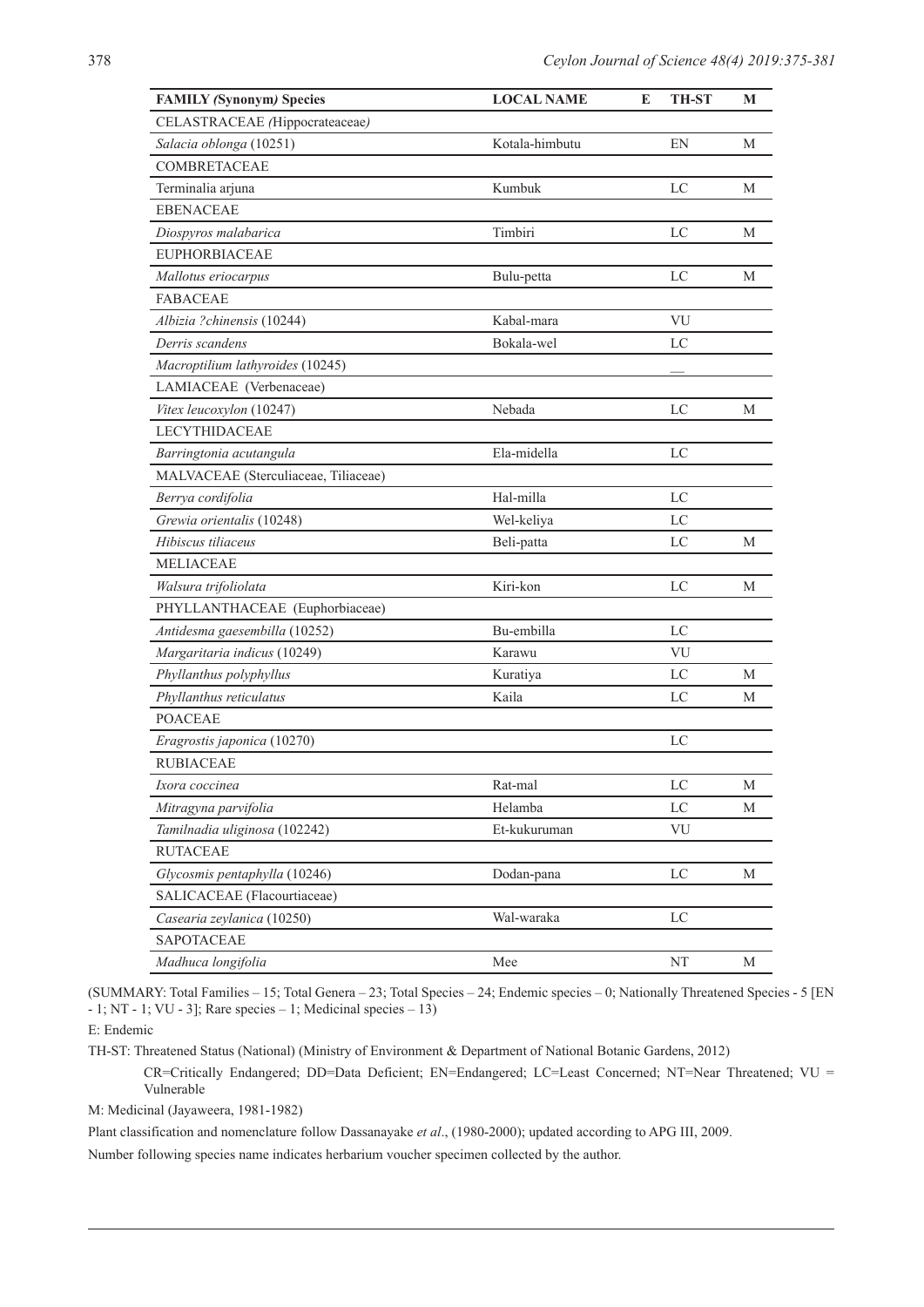| FAMILY *(Synonym)* Species | LOCAL NAME | E | TH-ST | M |
|---|---|---|---|---|
| CELASTRACEAE *(Hippocrateaceae)* | | | | |
| *Salacia oblonga* (10251) | Kotala-himbutu | | EN | M |
| COMBRETACEAE | | | | |
| Terminalia arjuna | Kumbuk | | LC | M |
| EBENACEAE | | | | |
| *Diospyros malabarica* | Timbiri | | LC | M |
| EUPHORBIACEAE | | | | |
| *Mallotus eriocarpus* | Bulu-petta | | LC | M |
| FABACEAE | | | | |
| *Albizia ?chinensis* (10244) | Kabal-mara | | VU | |
| *Derris scandens* | Bokala-wel | | LC | |
| *Macroptilium lathyroides* (10245) | | | __ | |
| LAMIACEAE (Verbenaceae) | | | | |
| *Vitex leucoxylon* (10247) | Nebada | | LC | M |
| LECYTHIDACEAE | | | | |
| *Barringtonia acutangula* | Ela-midella | | LC | |
| MALVACEAE (Sterculiaceae, Tiliaceae) | | | | |
| *Berrya cordifolia* | Hal-milla | | LC | |
| *Grewia orientalis* (10248) | Wel-keliya | | LC | |
| *Hibiscus tiliaceus* | Beli-patta | | LC | M |
| MELIACEAE | | | | |
| *Walsura trifoliolata* | Kiri-kon | | LC | M |
| PHYLLANTHACEAE (Euphorbiaceae) | | | | |
| *Antidesma gaesembilla* (10252) | Bu-embilla | | LC | |
| *Margaritaria indicus* (10249) | Karawu | | VU | |
| *Phyllanthus polyphyllus* | Kuratiya | | LC | M |
| *Phyllanthus reticulatus* | Kaila | | LC | M |
| POACEAE | | | | |
| *Eragrostis japonica* (10270) | | | LC | |
| RUBIACEAE | | | | |
| *Ixora coccinea* | Rat-mal | | LC | M |
| *Mitragyna parvifolia* | Helamba | | LC | M |
| *Tamilnadia uliginosa* (102242) | Et-kukuruman | | VU | |
| RUTACEAE | | | | |
| *Glycosmis pentaphylla* (10246) | Dodan-pana | | LC | M |
| SALICACEAE (Flacourtiaceae) | | | | |
| *Casearia zeylanica* (10250) | Wal-waraka | | LC | |
| SAPOTACEAE | | | | |
| *Madhuca longifolia* | Mee | | NT | M |

(SUMMARY: Total Families – 15; Total Genera – 23; Total Species – 24; Endemic species – 0; Nationally Threatened Species - 5 [EN - 1; NT - 1; VU - 3]; Rare species – 1; Medicinal species – 13)

E: Endemic

TH-ST: Threatened Status (National) (Ministry of Environment & Department of National Botanic Gardens, 2012)

CR=Critically Endangered; DD=Data Deficient; EN=Endangered; LC=Least Concerned; NT=Near Threatened; VU = Vulnerable

M: Medicinal (Jayaweera, 1981-1982)

Plant classification and nomenclature follow Dassanayake *et al*., (1980-2000); updated according to APG III, 2009.

Number following species name indicates herbarium voucher specimen collected by the author.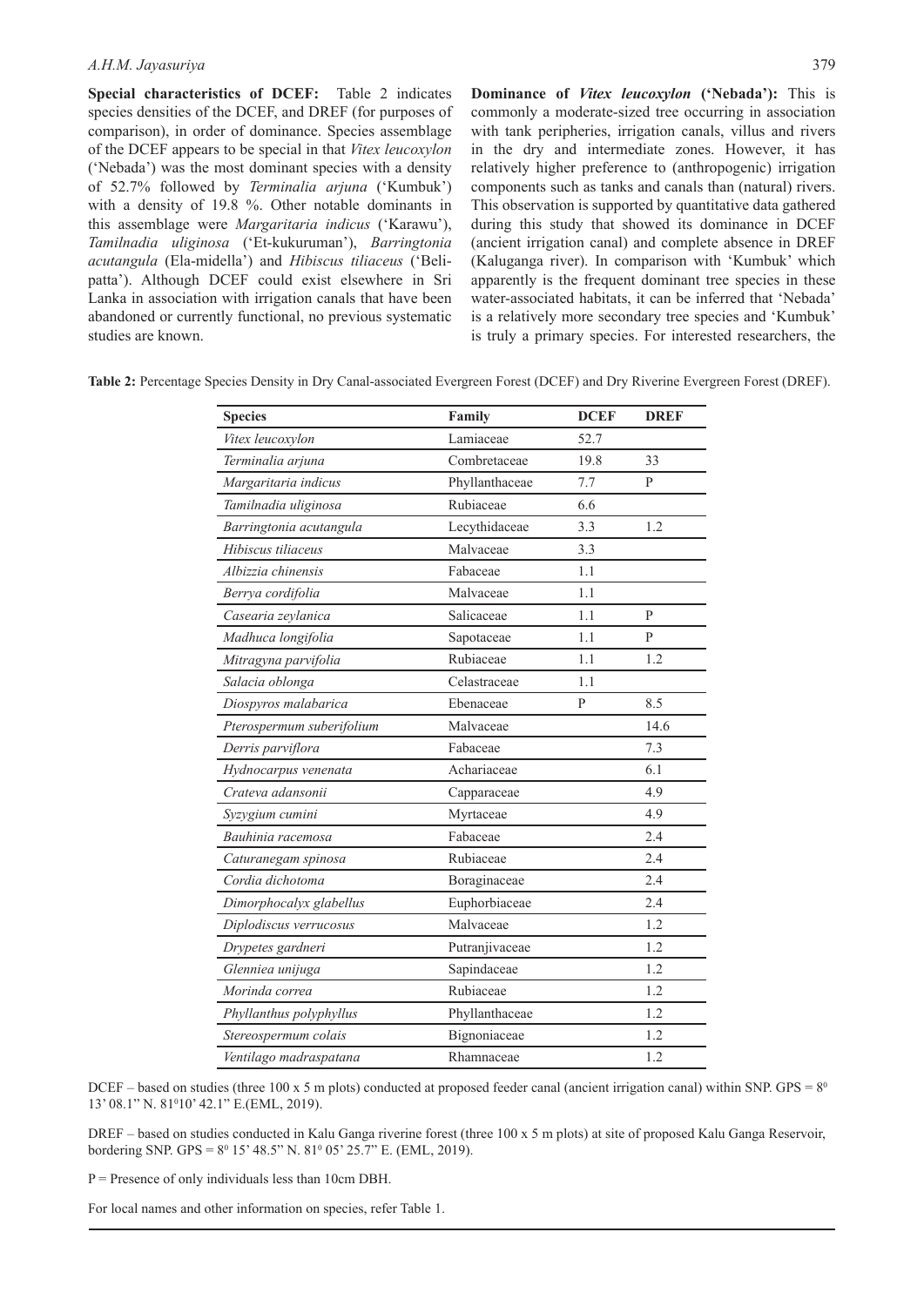**Special characteristics of DCEF:** Table 2 indicates species densities of the DCEF, and DREF (for purposes of comparison), in order of dominance. Species assemblage of the DCEF appears to be special in that *Vitex leucoxylon* ('Nebada') was the most dominant species with a density of 52.7% followed by *Terminalia arjuna* ('Kumbuk') with a density of 19.8 %. Other notable dominants in this assemblage were *Margaritaria indicus* ('Karawu'), *Tamilnadia uliginosa* ('Et-kukuruman'), *Barringtonia acutangula* (Ela-midella') and *Hibiscus tiliaceus* ('Beli-patta'). Although DCEF could exist elsewhere in Sri Lanka in association with irrigation canals that have been abandoned or currently functional, no previous systematic studies are known.

**Dominance of *Vitex leucoxylon* ('Nebada'):** This is commonly a moderate-sized tree occurring in association with tank peripheries, irrigation canals, villus and rivers in the dry and intermediate zones. However, it has relatively higher preference to (anthropogenic) irrigation components such as tanks and canals than (natural) rivers. This observation is supported by quantitative data gathered during this study that showed its dominance in DCEF (ancient irrigation canal) and complete absence in DREF (Kaluganga river). In comparison with 'Kumbuk' which apparently is the frequent dominant tree species in these water-associated habitats, it can be inferred that 'Nebada' is a relatively more secondary tree species and 'Kumbuk' is truly a primary species. For interested researchers, the

**Table 2:** Percentage Species Density in Dry Canal-associated Evergreen Forest (DCEF) and Dry Riverine Evergreen Forest (DREF).

| Species | Family | DCEF | DREF |
|---|---|---|---|
| *Vitex leucoxylon* | Lamiaceae | 52.7 | |
| *Terminalia arjuna* | Combretaceae | 19.8 | 33 |
| *Margaritaria indicus* | Phyllanthaceae | 7.7 | P |
| *Tamilnadia uliginosa* | Rubiaceae | 6.6 | |
| *Barringtonia acutangula* | Lecythidaceae | 3.3 | 1.2 |
| *Hibiscus tiliaceus* | Malvaceae | 3.3 | |
| *Albizzia chinensis* | Fabaceae | 1.1 | |
| *Berrya cordifolia* | Malvaceae | 1.1 | |
| *Casearia zeylanica* | Salicaceae | 1.1 | P |
| *Madhuca longifolia* | Sapotaceae | 1.1 | P |
| *Mitragyna parvifolia* | Rubiaceae | 1.1 | 1.2 |
| *Salacia oblonga* | Celastraceae | 1.1 | |
| *Diospyros malabarica* | Ebenaceae | P | 8.5 |
| *Pterospermum suberifolium* | Malvaceae | | 14.6 |
| *Derris parviflora* | Fabaceae | | 7.3 |
| *Hydnocarpus venenata* | Achariaceae | | 6.1 |
| *Crateva adansonii* | Capparaceae | | 4.9 |
| *Syzygium cumini* | Myrtaceae | | 4.9 |
| *Bauhinia racemosa* | Fabaceae | | 2.4 |
| *Caturanegam spinosa* | Rubiaceae | | 2.4 |
| *Cordia dichotoma* | Boraginaceae | | 2.4 |
| *Dimorphocalyx glabellus* | Euphorbiaceae | | 2.4 |
| *Diplodiscus verrucosus* | Malvaceae | | 1.2 |
| *Drypetes gardneri* | Putranjivaceae | | 1.2 |
| *Glenniea unijuga* | Sapindaceae | | 1.2 |
| *Morinda correa* | Rubiaceae | | 1.2 |
| *Phyllanthus polyphyllus* | Phyllanthaceae | | 1.2 |
| *Stereospermum colais* | Bignoniaceae | | 1.2 |
| *Ventilago madraspatana* | Rhamnaceae | | 1.2 |

DCEF – based on studies (three 100 x 5 m plots) conducted at proposed feeder canal (ancient irrigation canal) within SNP. GPS = $8^0$ 13' 08.1" N. $81^0$10' 42.1" E.(EML, 2019).

DREF – based on studies conducted in Kalu Ganga riverine forest (three 100 x 5 m plots) at site of proposed Kalu Ganga Reservoir, bordering SNP. GPS = $8^0$ 15' 48.5" N. $81^0$ 05' 25.7" E. (EML, 2019).

P = Presence of only individuals less than 10cm DBH.

For local names and other information on species, refer Table 1.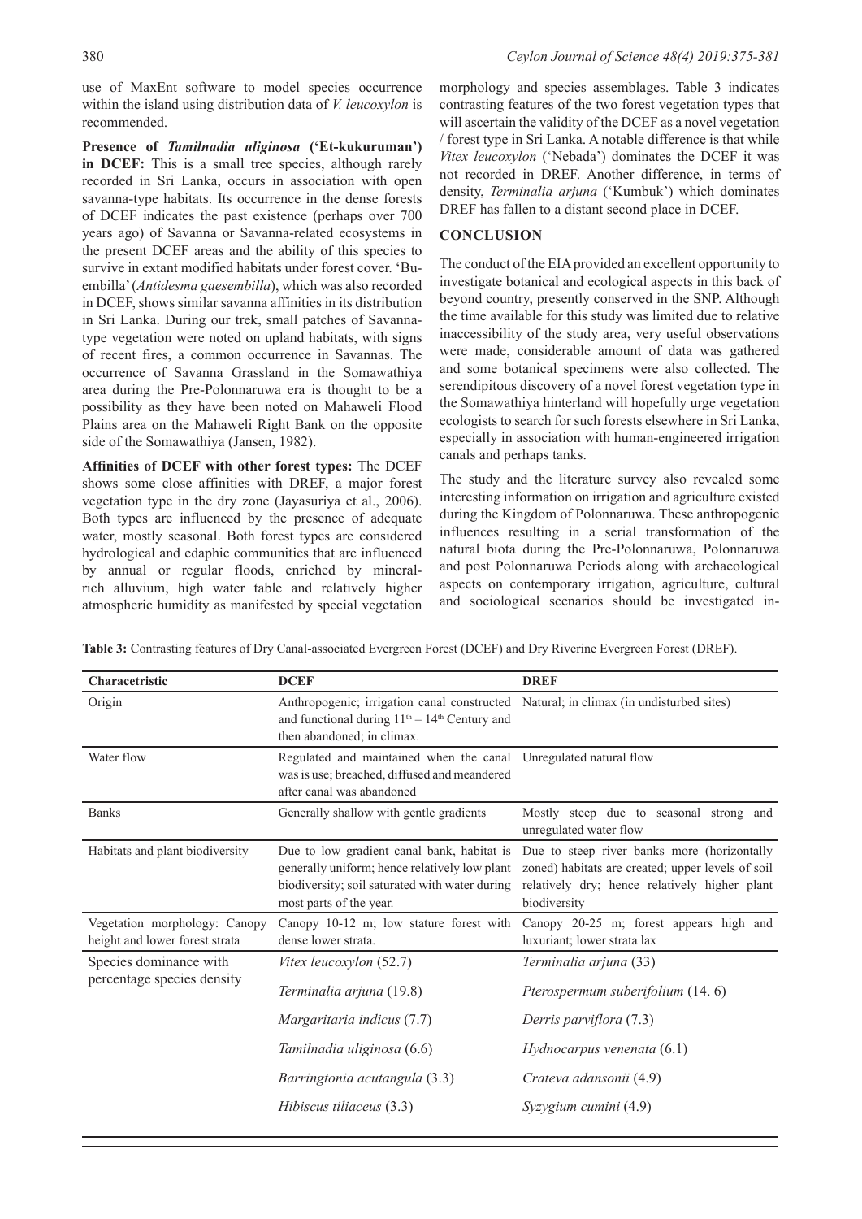use of MaxEnt software to model species occurrence within the island using distribution data of *V. leucoxylon* is recommended.

**Presence of *Tamilnadia uliginosa* ('Et-kukuruman') in DCEF:** This is a small tree species, although rarely recorded in Sri Lanka, occurs in association with open savanna-type habitats. Its occurrence in the dense forests of DCEF indicates the past existence (perhaps over 700 years ago) of Savanna or Savanna-related ecosystems in the present DCEF areas and the ability of this species to survive in extant modified habitats under forest cover. 'Bu-embilla' (*Antidesma gaesembilla*), which was also recorded in DCEF, shows similar savanna affinities in its distribution in Sri Lanka. During our trek, small patches of Savanna-type vegetation were noted on upland habitats, with signs of recent fires, a common occurrence in Savannas. The occurrence of Savanna Grassland in the Somawathiya area during the Pre-Polonnaruwa era is thought to be a possibility as they have been noted on Mahaweli Flood Plains area on the Mahaweli Right Bank on the opposite side of the Somawathiya (Jansen, 1982).

**Affinities of DCEF with other forest types:** The DCEF shows some close affinities with DREF, a major forest vegetation type in the dry zone (Jayasuriya et al., 2006). Both types are influenced by the presence of adequate water, mostly seasonal. Both forest types are considered hydrological and edaphic communities that are influenced by annual or regular floods, enriched by mineral-rich alluvium, high water table and relatively higher atmospheric humidity as manifested by special vegetation morphology and species assemblages. Table 3 indicates contrasting features of the two forest vegetation types that will ascertain the validity of the DCEF as a novel vegetation / forest type in Sri Lanka. A notable difference is that while *Vitex leucoxylon* ('Nebada') dominates the DCEF it was not recorded in DREF. Another difference, in terms of density, *Terminalia arjuna* ('Kumbuk') which dominates DREF has fallen to a distant second place in DCEF.

## CONCLUSION

The conduct of the EIA provided an excellent opportunity to investigate botanical and ecological aspects in this back of beyond country, presently conserved in the SNP. Although the time available for this study was limited due to relative inaccessibility of the study area, very useful observations were made, considerable amount of data was gathered and some botanical specimens were also collected. The serendipitous discovery of a novel forest vegetation type in the Somawathiya hinterland will hopefully urge vegetation ecologists to search for such forests elsewhere in Sri Lanka, especially in association with human-engineered irrigation canals and perhaps tanks.

The study and the literature survey also revealed some interesting information on irrigation and agriculture existed during the Kingdom of Polonnaruwa. These anthropogenic influences resulting in a serial transformation of the natural biota during the Pre-Polonnaruwa, Polonnaruwa and post Polonnaruwa Periods along with archaeological aspects on contemporary irrigation, agriculture, cultural and sociological scenarios should be investigated in-

**Table 3:** Contrasting features of Dry Canal-associated Evergreen Forest (DCEF) and Dry Riverine Evergreen Forest (DREF).

| Charactetristic | DCEF | DREF |
|---|---|---|
| Origin | Anthropogenic; irrigation canal constructed and functional during $11^{th}$ – $14^{th}$ Century and then abandoned; in climax. | Natural; in climax (in undisturbed sites) |
| Water flow | Regulated and maintained when the canal was is use; breached, diffused and meandered after canal was abandoned | Unregulated natural flow |
| Banks | Generally shallow with gentle gradients | Mostly steep due to seasonal strong and unregulated water flow |
| Habitats and plant biodiversity | Due to low gradient canal bank, habitat is generally uniform; hence relatively low plant biodiversity; soil saturated with water during most parts of the year. | Due to steep river banks more (horizontally zoned) habitats are created; upper levels of soil relatively dry; hence relatively higher plant biodiversity |
| Vegetation morphology: Canopy height and lower forest strata | Canopy 10-12 m; low stature forest with dense lower strata. | Canopy 20-25 m; forest appears high and luxuriant; lower strata lax |
| Species dominance with percentage species density | *Vitex leucoxylon* (52.7) | *Terminalia arjuna* (33) |
| | *Terminalia arjuna* (19.8) | *Pterospermum suberifolium* (14. 6) |
| | *Margaritaria indicus* (7.7) | *Derris parviflora* (7.3) |
| | *Tamilnadia uliginosa* (6.6) | *Hydnocarpus venenata* (6.1) |
| | *Barringtonia acutangula* (3.3) | *Crateva adansonii* (4.9) |
| | *Hibiscus tiliaceus* (3.3) | *Syzygium cumini* (4.9) |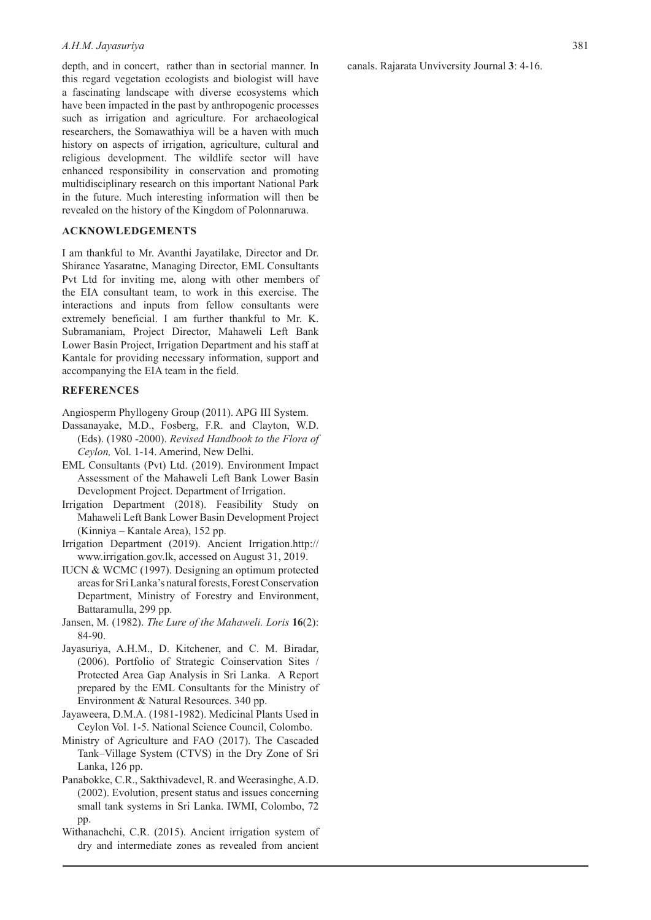depth, and in concert, rather than in sectorial manner. In this regard vegetation ecologists and biologist will have a fascinating landscape with diverse ecosystems which have been impacted in the past by anthropogenic processes such as irrigation and agriculture. For archaeological researchers, the Somawathiya will be a haven with much history on aspects of irrigation, agriculture, cultural and religious development. The wildlife sector will have enhanced responsibility in conservation and promoting multidisciplinary research on this important National Park in the future. Much interesting information will then be revealed on the history of the Kingdom of Polonnaruwa.

## ACKNOWLEDGEMENTS

I am thankful to Mr. Avanthi Jayatilake, Director and Dr. Shiranee Yasaratne, Managing Director, EML Consultants Pvt Ltd for inviting me, along with other members of the EIA consultant team, to work in this exercise. The interactions and inputs from fellow consultants were extremely beneficial. I am further thankful to Mr. K. Subramaniam, Project Director, Mahaweli Left Bank Lower Basin Project, Irrigation Department and his staff at Kantale for providing necessary information, support and accompanying the EIA team in the field.

## REFERENCES

Angiosperm Phyllogeny Group (2011). APG III System.

Dassanayake, M.D., Fosberg, F.R. and Clayton, W.D. (Eds). (1980 -2000). *Revised Handbook to the Flora of Ceylon,* Vol. 1-14. Amerind, New Delhi.

EML Consultants (Pvt) Ltd. (2019). Environment Impact Assessment of the Mahaweli Left Bank Lower Basin Development Project. Department of Irrigation.

Irrigation Department (2018). Feasibility Study on Mahaweli Left Bank Lower Basin Development Project (Kinniya – Kantale Area), 152 pp.

Irrigation Department (2019). Ancient Irrigation.http://www.irrigation.gov.lk, accessed on August 31, 2019.

IUCN & WCMC (1997). Designing an optimum protected areas for Sri Lanka's natural forests, Forest Conservation Department, Ministry of Forestry and Environment, Battaramulla, 299 pp.

Jansen, M. (1982). *The Lure of the Mahaweli. Loris* **16**(2): 84-90.

Jayasuriya, A.H.M., D. Kitchener, and C. M. Biradar, (2006). Portfolio of Strategic Coinservation Sites / Protected Area Gap Analysis in Sri Lanka. A Report prepared by the EML Consultants for the Ministry of Environment & Natural Resources. 340 pp.

Jayaweera, D.M.A. (1981-1982). Medicinal Plants Used in Ceylon Vol. 1-5. National Science Council, Colombo.

Ministry of Agriculture and FAO (2017). The Cascaded Tank–Village System (CTVS) in the Dry Zone of Sri Lanka, 126 pp.

Panabokke, C.R., Sakthivadevel, R. and Weerasinghe, A.D. (2002). Evolution, present status and issues concerning small tank systems in Sri Lanka. IWMI, Colombo, 72 pp.

Withanachchi, C.R. (2015). Ancient irrigation system of dry and intermediate zones as revealed from ancient canals. Rajarata Unviversity Journal **3**: 4-16.